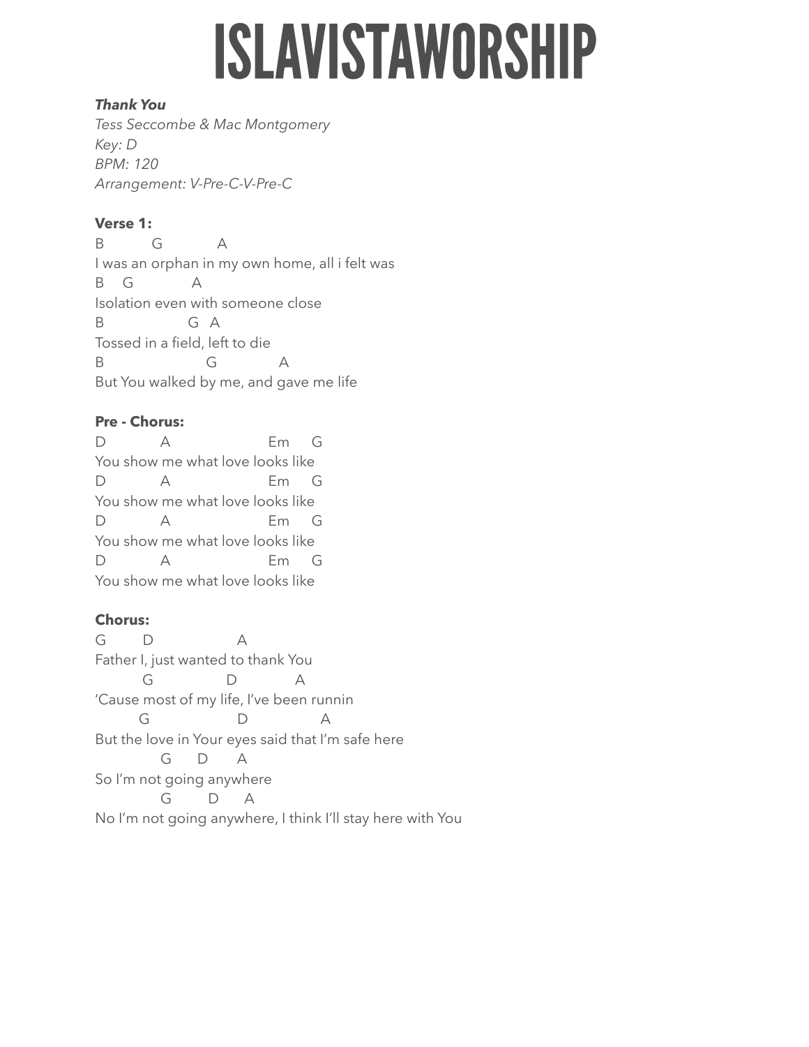# ISLAVISTAWORSHIP

***Thank You***
*Tess Seccombe & Mac Montgomery*
*Key: D*
*BPM: 120*
*Arrangement: V-Pre-C-V-Pre-C*

**Verse 1:**

```
B          G            A
I was an orphan in my own home, all i felt was
B    G            A
Isolation even with someone close
B                 G   A
Tossed in a field, left to die
B                     G             A
But You walked by me, and gave me life
```

**Pre - Chorus:**

```
D          A                  Em     G
You show me what love looks like
D          A                  Em     G
You show me what love looks like
D          A                  Em     G
You show me what love looks like
D          A                  Em     G
You show me what love looks like
```

**Chorus:**

```
G        D                 A
Father I, just wanted to thank You
          G              D            A
'Cause most of my life, I've been runnin
         G                  D               A
But the love in Your eyes said that I'm safe here
              G     D      A
So I'm not going anywhere
              G       D     A
No I'm not going anywhere, I think I'll stay here with You
```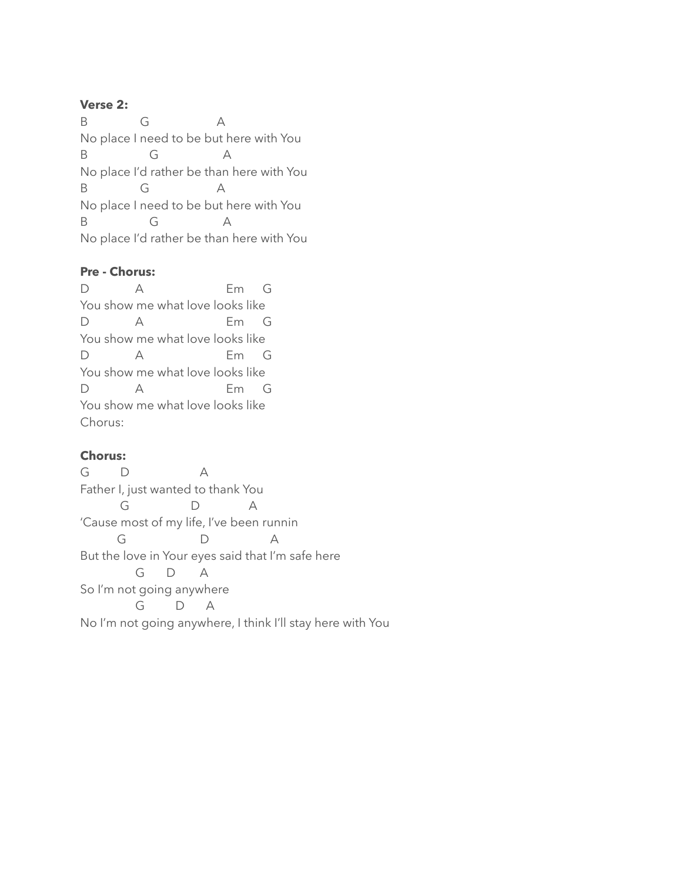**Verse 2:**

```
B              G                  A
No place I need to be but here with You
B                 G                 A
No place I'd rather be than here with You
B              G                  A
No place I need to be but here with You
B                 G                 A
No place I'd rather be than here with You
```

**Pre - Chorus:**

```
D           A                     Em      G
You show me what love looks like
D           A                     Em      G
You show me what love looks like
D           A                     Em      G
You show me what love looks like
D           A                     Em      G
You show me what love looks like
Chorus:
```

**Chorus:**

```
G        D                  A
Father I, just wanted to thank You
         G                D            A
'Cause most of my life, I've been runnin
        G                   D                A
But the love in Your eyes said that I'm safe here
            G      D      A
So I'm not going anywhere
            G        D     A
No I'm not going anywhere, I think I'll stay here with You
```